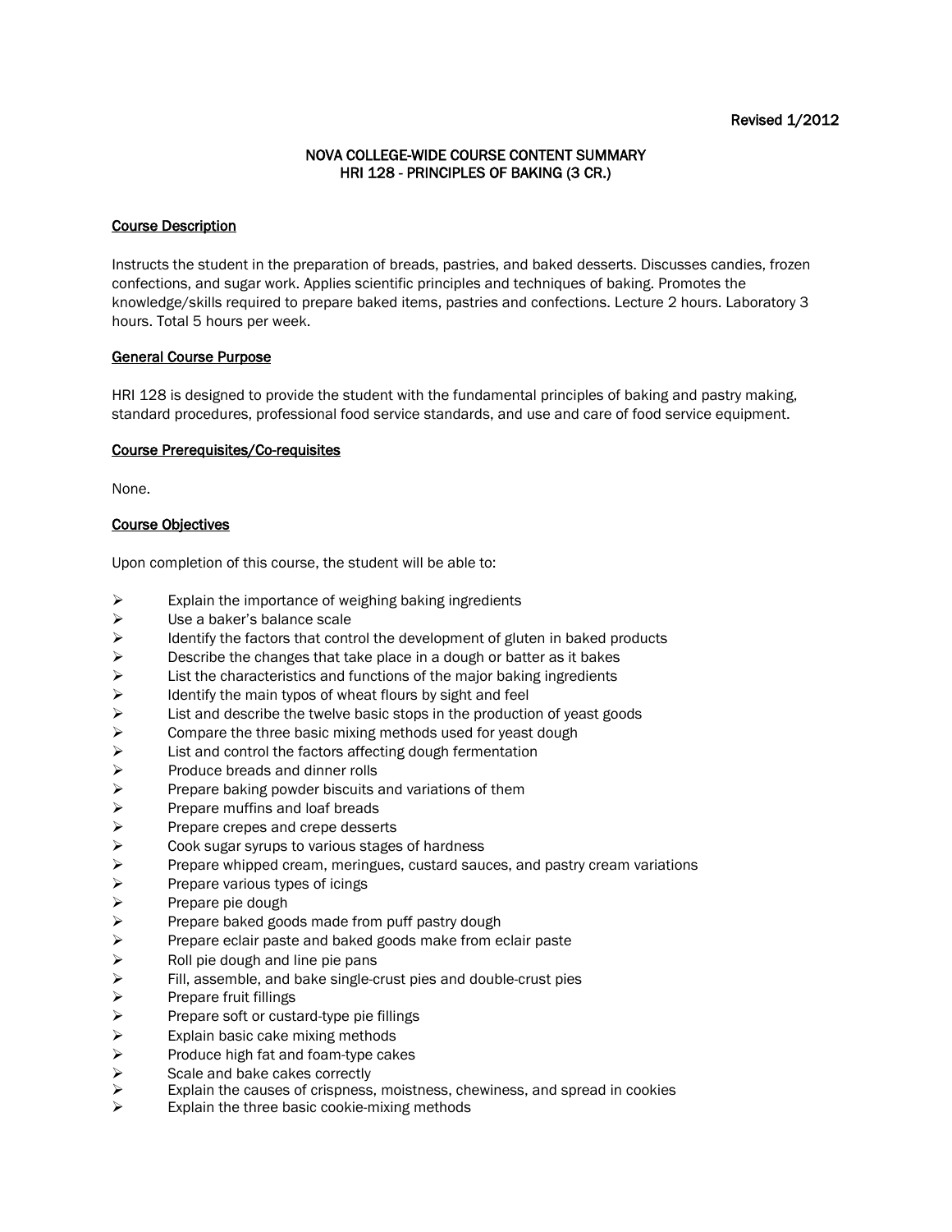Revised 1/2012

# NOVA COLLEGE-WIDE COURSE CONTENT SUMMARY
# HRI 128 - PRINCIPLES OF BAKING (3 CR.)

## Course Description

Instructs the student in the preparation of breads, pastries, and baked desserts. Discusses candies, frozen confections, and sugar work. Applies scientific principles and techniques of baking. Promotes the knowledge/skills required to prepare baked items, pastries and confections. Lecture 2 hours. Laboratory 3 hours. Total 5 hours per week.

## General Course Purpose

HRI 128 is designed to provide the student with the fundamental principles of baking and pastry making, standard procedures, professional food service standards, and use and care of food service equipment.

## Course Prerequisites/Co-requisites

None.

## Course Objectives

Upon completion of this course, the student will be able to:

- Explain the importance of weighing baking ingredients
- Use a baker's balance scale
- Identify the factors that control the development of gluten in baked products
- Describe the changes that take place in a dough or batter as it bakes
- List the characteristics and functions of the major baking ingredients
- Identify the main typos of wheat flours by sight and feel
- List and describe the twelve basic stops in the production of yeast goods
- Compare the three basic mixing methods used for yeast dough
- List and control the factors affecting dough fermentation
- Produce breads and dinner rolls
- Prepare baking powder biscuits and variations of them
- Prepare muffins and loaf breads
- Prepare crepes and crepe desserts
- Cook sugar syrups to various stages of hardness
- Prepare whipped cream, meringues, custard sauces, and pastry cream variations
- Prepare various types of icings
- Prepare pie dough
- Prepare baked goods made from puff pastry dough
- Prepare eclair paste and baked goods make from eclair paste
- Roll pie dough and line pie pans
- Fill, assemble, and bake single-crust pies and double-crust pies
- Prepare fruit fillings
- Prepare soft or custard-type pie fillings
- Explain basic cake mixing methods
- Produce high fat and foam-type cakes
- Scale and bake cakes correctly
- Explain the causes of crispness, moistness, chewiness, and spread in cookies
- Explain the three basic cookie-mixing methods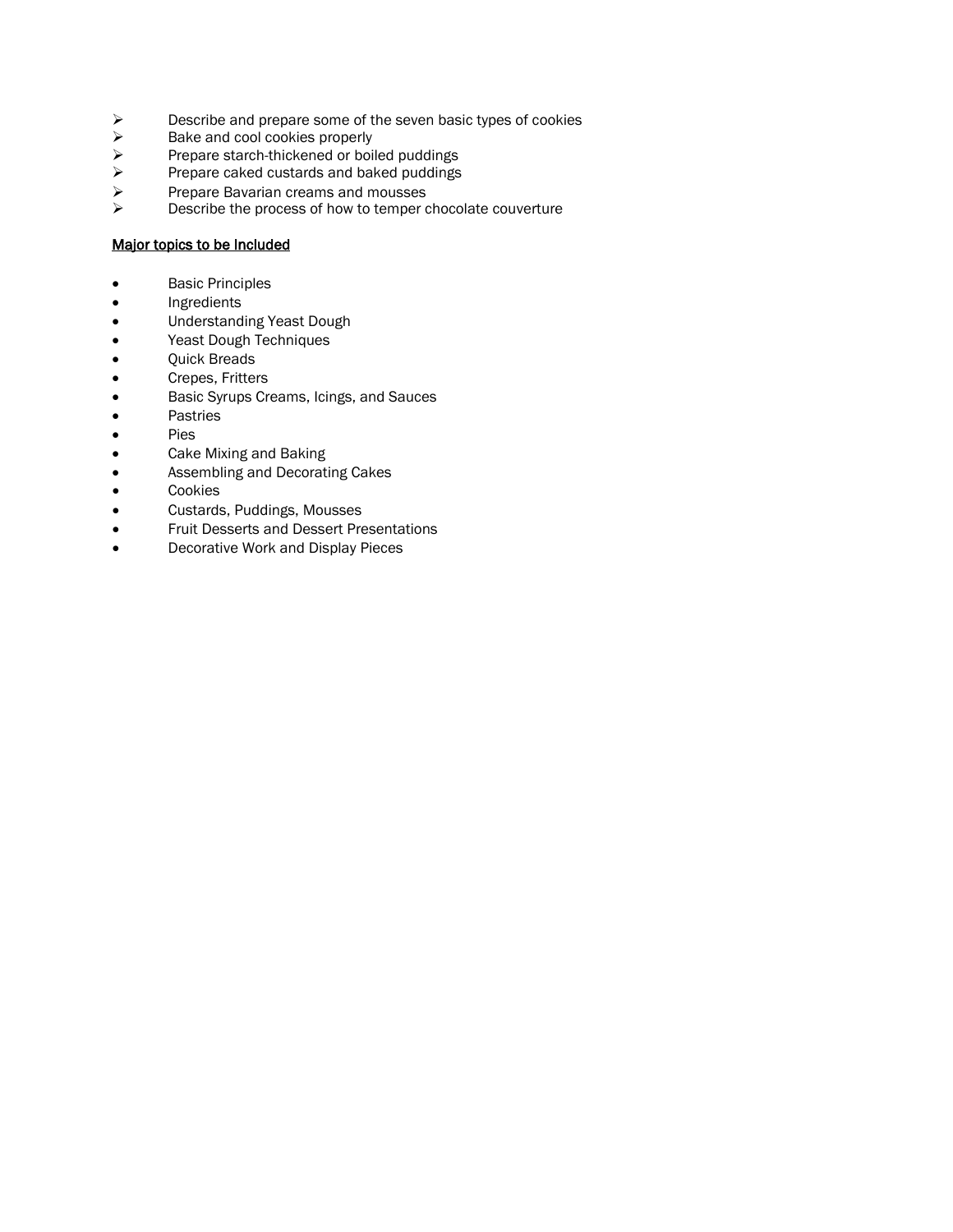- Describe and prepare some of the seven basic types of cookies
- Bake and cool cookies properly
- Prepare starch-thickened or boiled puddings
- Prepare caked custards and baked puddings
- Prepare Bavarian creams and mousses
- Describe the process of how to temper chocolate couverture

<u>Major topics to be Included</u>

- Basic Principles
- Ingredients
- Understanding Yeast Dough
- Yeast Dough Techniques
- Quick Breads
- Crepes, Fritters
- Basic Syrups Creams, Icings, and Sauces
- Pastries
- Pies
- Cake Mixing and Baking
- Assembling and Decorating Cakes
- Cookies
- Custards, Puddings, Mousses
- Fruit Desserts and Dessert Presentations
- Decorative Work and Display Pieces